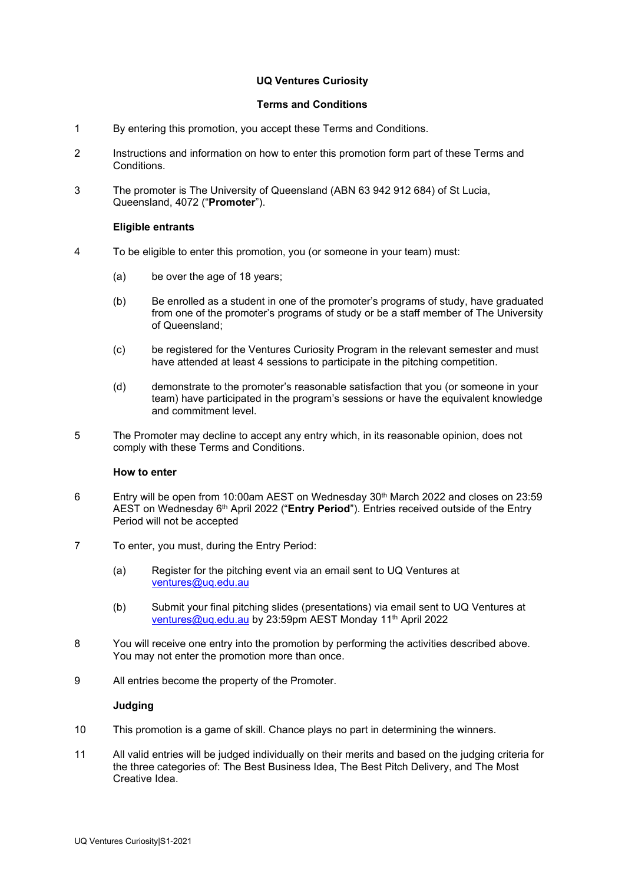**UQ Ventures Curiosity**

**Terms and Conditions**

1. By entering this promotion, you accept these Terms and Conditions.

2. Instructions and information on how to enter this promotion form part of these Terms and Conditions.

3. The promoter is The University of Queensland (ABN 63 942 912 684) of St Lucia, Queensland, 4072 ("**Promoter**").

**Eligible entrants**

4. To be eligible to enter this promotion, you (or someone in your team) must:

   (a) be over the age of 18 years;

   (b) Be enrolled as a student in one of the promoter's programs of study, have graduated from one of the promoter's programs of study or be a staff member of The University of Queensland;

   (c) be registered for the Ventures Curiosity Program in the relevant semester and must have attended at least 4 sessions to participate in the pitching competition.

   (d) demonstrate to the promoter's reasonable satisfaction that you (or someone in your team) have participated in the program's sessions or have the equivalent knowledge and commitment level.

5. The Promoter may decline to accept any entry which, in its reasonable opinion, does not comply with these Terms and Conditions.

**How to enter**

6. Entry will be open from 10:00am AEST on Wednesday 30th March 2022 and closes on 23:59 AEST on Wednesday 6th April 2022 ("**Entry Period**"). Entries received outside of the Entry Period will not be accepted

7. To enter, you must, during the Entry Period:

   (a) Register for the pitching event via an email sent to UQ Ventures at ventures@uq.edu.au

   (b) Submit your final pitching slides (presentations) via email sent to UQ Ventures at ventures@uq.edu.au by 23:59pm AEST Monday 11th April 2022

8. You will receive one entry into the promotion by performing the activities described above. You may not enter the promotion more than once.

9. All entries become the property of the Promoter.

**Judging**

10. This promotion is a game of skill. Chance plays no part in determining the winners.

11. All valid entries will be judged individually on their merits and based on the judging criteria for the three categories of: The Best Business Idea, The Best Pitch Delivery, and The Most Creative Idea.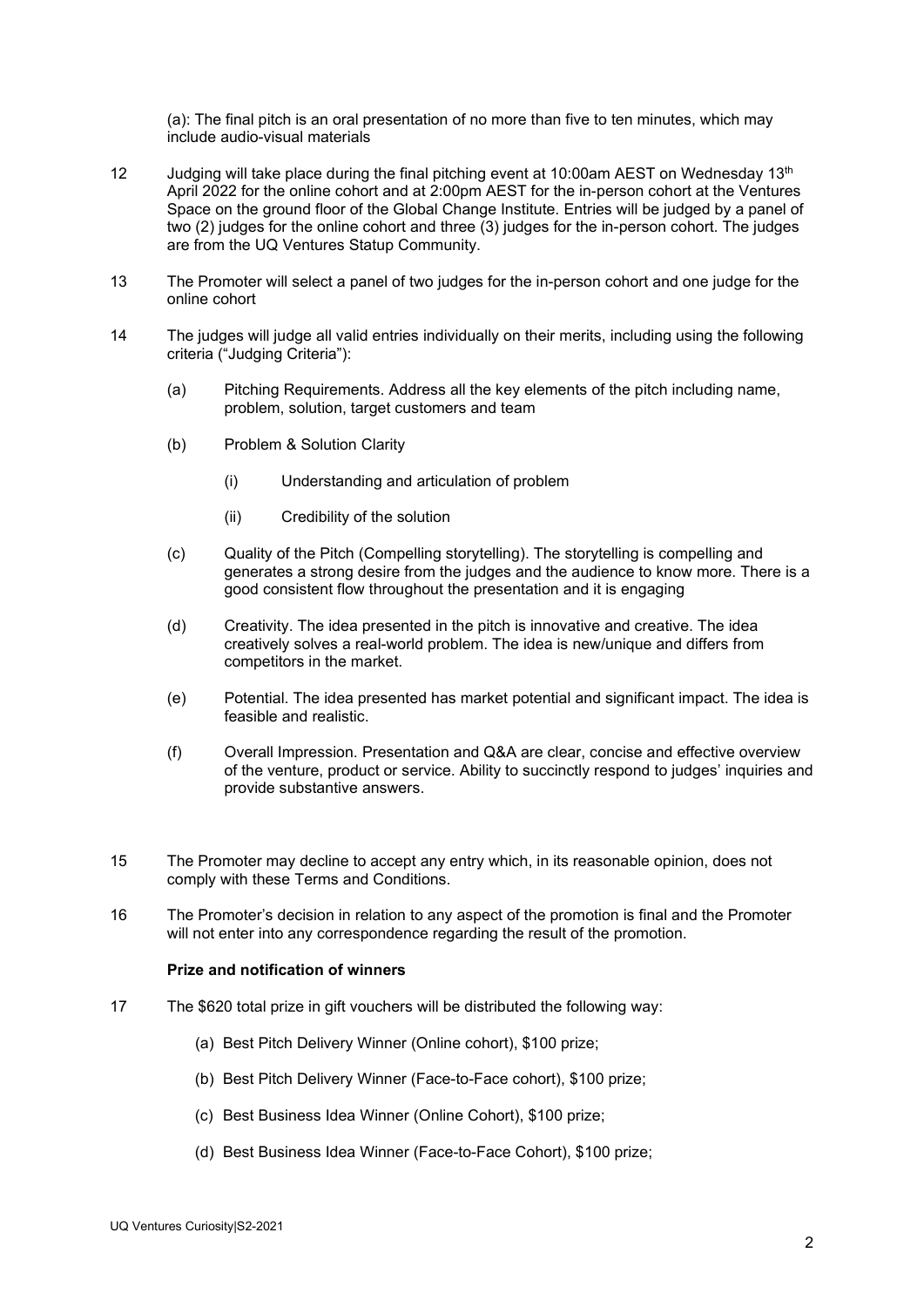(a): The final pitch is an oral presentation of no more than five to ten minutes, which may include audio-visual materials

12 Judging will take place during the final pitching event at 10:00am AEST on Wednesday 13th April 2022 for the online cohort and at 2:00pm AEST for the in-person cohort at the Ventures Space on the ground floor of the Global Change Institute. Entries will be judged by a panel of two (2) judges for the online cohort and three (3) judges for the in-person cohort. The judges are from the UQ Ventures Statup Community.

13 The Promoter will select a panel of two judges for the in-person cohort and one judge for the online cohort

14 The judges will judge all valid entries individually on their merits, including using the following criteria ("Judging Criteria"):

- (a) Pitching Requirements. Address all the key elements of the pitch including name, problem, solution, target customers and team
- (b) Problem & Solution Clarity
  - (i) Understanding and articulation of problem
  - (ii) Credibility of the solution
- (c) Quality of the Pitch (Compelling storytelling). The storytelling is compelling and generates a strong desire from the judges and the audience to know more. There is a good consistent flow throughout the presentation and it is engaging
- (d) Creativity. The idea presented in the pitch is innovative and creative. The idea creatively solves a real-world problem. The idea is new/unique and differs from competitors in the market.
- (e) Potential. The idea presented has market potential and significant impact. The idea is feasible and realistic.
- (f) Overall Impression. Presentation and Q&A are clear, concise and effective overview of the venture, product or service. Ability to succinctly respond to judges' inquiries and provide substantive answers.

15 The Promoter may decline to accept any entry which, in its reasonable opinion, does not comply with these Terms and Conditions.

16 The Promoter's decision in relation to any aspect of the promotion is final and the Promoter will not enter into any correspondence regarding the result of the promotion.

**Prize and notification of winners**

17 The $620 total prize in gift vouchers will be distributed the following way:

- (a) Best Pitch Delivery Winner (Online cohort), $100 prize;
- (b) Best Pitch Delivery Winner (Face-to-Face cohort), $100 prize;
- (c) Best Business Idea Winner (Online Cohort), $100 prize;
- (d) Best Business Idea Winner (Face-to-Face Cohort), $100 prize;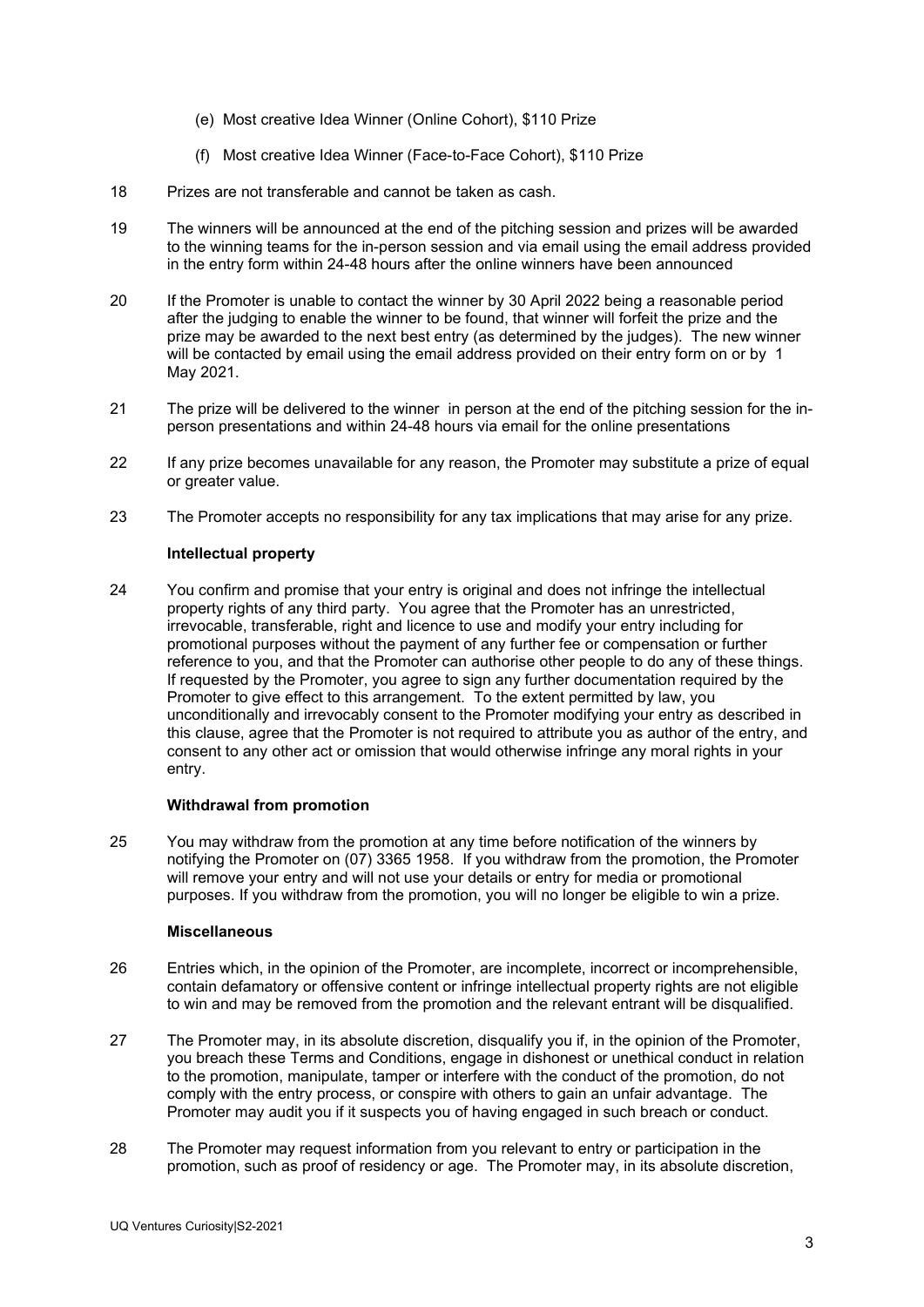(e) Most creative Idea Winner (Online Cohort), $110 Prize

(f) Most creative Idea Winner (Face-to-Face Cohort), $110 Prize

18 Prizes are not transferable and cannot be taken as cash.

19 The winners will be announced at the end of the pitching session and prizes will be awarded to the winning teams for the in-person session and via email using the email address provided in the entry form within 24-48 hours after the online winners have been announced

20 If the Promoter is unable to contact the winner by 30 April 2022 being a reasonable period after the judging to enable the winner to be found, that winner will forfeit the prize and the prize may be awarded to the next best entry (as determined by the judges). The new winner will be contacted by email using the email address provided on their entry form on or by 1 May 2021.

21 The prize will be delivered to the winner in person at the end of the pitching session for the in-person presentations and within 24-48 hours via email for the online presentations

22 If any prize becomes unavailable for any reason, the Promoter may substitute a prize of equal or greater value.

23 The Promoter accepts no responsibility for any tax implications that may arise for any prize.

**Intellectual property**

24 You confirm and promise that your entry is original and does not infringe the intellectual property rights of any third party. You agree that the Promoter has an unrestricted, irrevocable, transferable, right and licence to use and modify your entry including for promotional purposes without the payment of any further fee or compensation or further reference to you, and that the Promoter can authorise other people to do any of these things. If requested by the Promoter, you agree to sign any further documentation required by the Promoter to give effect to this arrangement. To the extent permitted by law, you unconditionally and irrevocably consent to the Promoter modifying your entry as described in this clause, agree that the Promoter is not required to attribute you as author of the entry, and consent to any other act or omission that would otherwise infringe any moral rights in your entry.

**Withdrawal from promotion**

25 You may withdraw from the promotion at any time before notification of the winners by notifying the Promoter on (07) 3365 1958. If you withdraw from the promotion, the Promoter will remove your entry and will not use your details or entry for media or promotional purposes. If you withdraw from the promotion, you will no longer be eligible to win a prize.

**Miscellaneous**

26 Entries which, in the opinion of the Promoter, are incomplete, incorrect or incomprehensible, contain defamatory or offensive content or infringe intellectual property rights are not eligible to win and may be removed from the promotion and the relevant entrant will be disqualified.

27 The Promoter may, in its absolute discretion, disqualify you if, in the opinion of the Promoter, you breach these Terms and Conditions, engage in dishonest or unethical conduct in relation to the promotion, manipulate, tamper or interfere with the conduct of the promotion, do not comply with the entry process, or conspire with others to gain an unfair advantage. The Promoter may audit you if it suspects you of having engaged in such breach or conduct.

28 The Promoter may request information from you relevant to entry or participation in the promotion, such as proof of residency or age. The Promoter may, in its absolute discretion,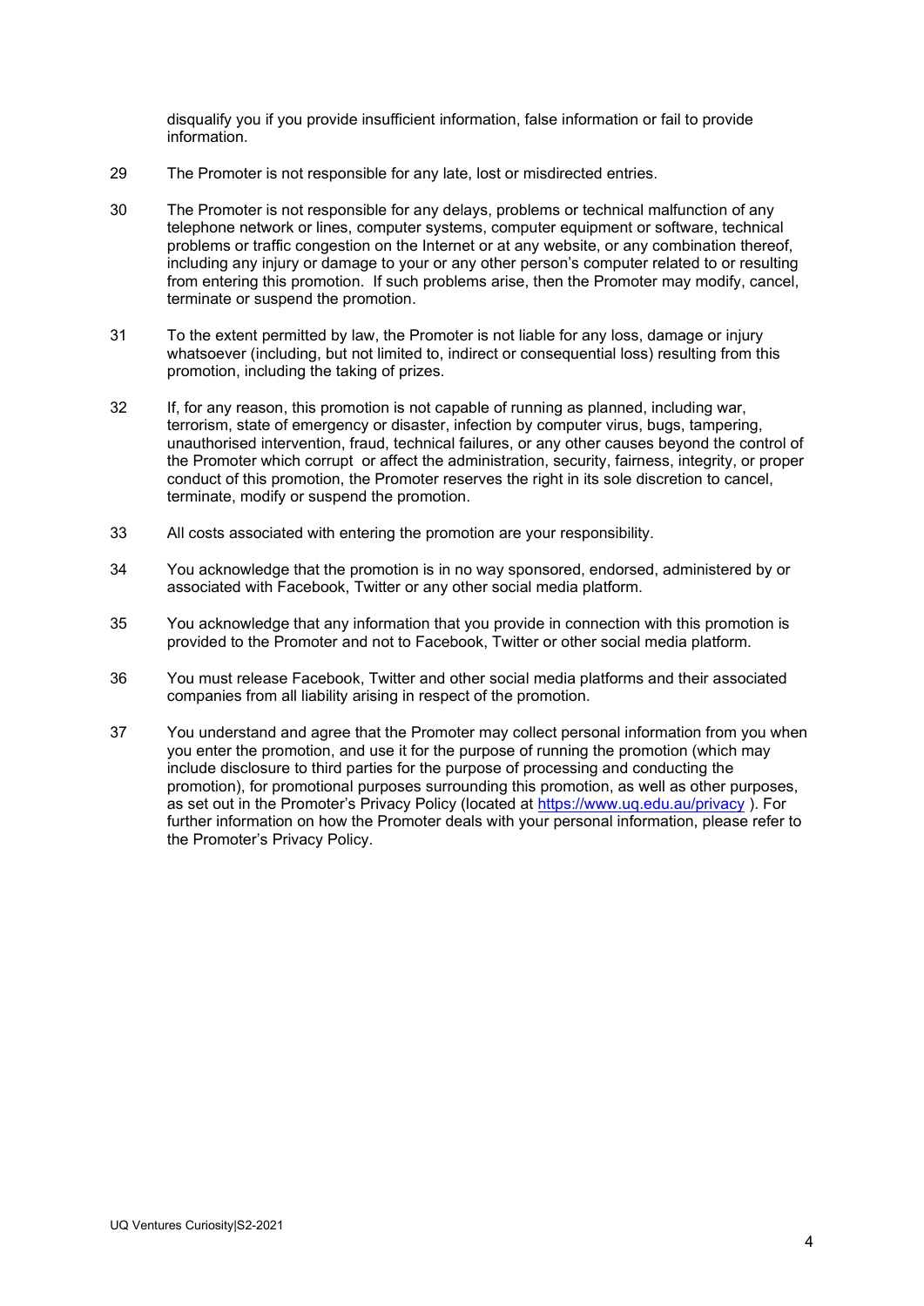disqualify you if you provide insufficient information, false information or fail to provide information.

29 The Promoter is not responsible for any late, lost or misdirected entries.

30 The Promoter is not responsible for any delays, problems or technical malfunction of any telephone network or lines, computer systems, computer equipment or software, technical problems or traffic congestion on the Internet or at any website, or any combination thereof, including any injury or damage to your or any other person's computer related to or resulting from entering this promotion. If such problems arise, then the Promoter may modify, cancel, terminate or suspend the promotion.

31 To the extent permitted by law, the Promoter is not liable for any loss, damage or injury whatsoever (including, but not limited to, indirect or consequential loss) resulting from this promotion, including the taking of prizes.

32 If, for any reason, this promotion is not capable of running as planned, including war, terrorism, state of emergency or disaster, infection by computer virus, bugs, tampering, unauthorised intervention, fraud, technical failures, or any other causes beyond the control of the Promoter which corrupt or affect the administration, security, fairness, integrity, or proper conduct of this promotion, the Promoter reserves the right in its sole discretion to cancel, terminate, modify or suspend the promotion.

33 All costs associated with entering the promotion are your responsibility.

34 You acknowledge that the promotion is in no way sponsored, endorsed, administered by or associated with Facebook, Twitter or any other social media platform.

35 You acknowledge that any information that you provide in connection with this promotion is provided to the Promoter and not to Facebook, Twitter or other social media platform.

36 You must release Facebook, Twitter and other social media platforms and their associated companies from all liability arising in respect of the promotion.

37 You understand and agree that the Promoter may collect personal information from you when you enter the promotion, and use it for the purpose of running the promotion (which may include disclosure to third parties for the purpose of processing and conducting the promotion), for promotional purposes surrounding this promotion, as well as other purposes, as set out in the Promoter's Privacy Policy (located at https://www.uq.edu.au/privacy ). For further information on how the Promoter deals with your personal information, please refer to the Promoter's Privacy Policy.